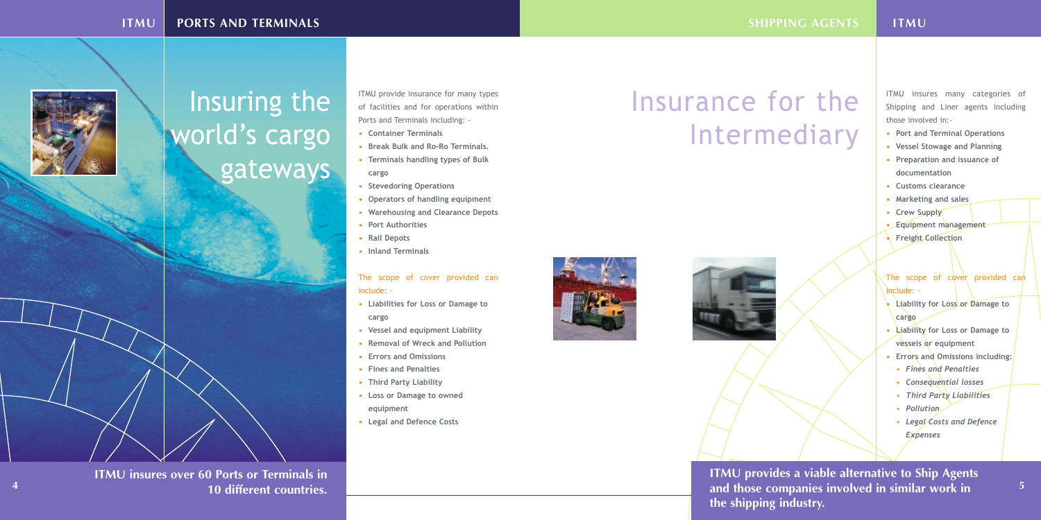# Insuring the world's cargo gateways

ITMU provide insurance for many types of facilities and for operations within Ports and Terminals including: -

- **Container Terminals**
- **Break Bulk and Ro-Ro Terminals.**
- **Terminals handling types of Bulk cargo**
- **Stevedoring Operations**
- **Operators of handling equipment**
- **Warehousing and Clearance Depots**
- **Port Authorities**
- **Rail Depots**
- **Inland Terminals**

The scope of cover provided can include: -

- **Liabilities for Loss or Damage to cargo**
- **Vessel and equipment Liability**
- **Removal of Wreck and Pollution**
- **Errors and Omissions**
- **Fines and Penalties**
- **Third Party Liability**
- **Loss or Damage to owned equipment**
- **Legal and Defence Costs**

**ITMU insures over 60 Ports or Terminals in 10 different countries.**

# Insurance for the Intermediary

ITMU insures many categories of Shipping and Liner agents including those involved in:-

- **Port and Terminal Operations**
- **Vessel Stowage and Planning**
- **Preparation and issuance of documentation**
- **Customs clearance**
- **Marketing and sales**
- **Crew Supply**
- **Equipment management**
- **Freight Collection**

The scope of cover provided can include: -

- **Liability for Loss or Damage to cargo**
- **Liability for Loss or Damage to vessels or equipment**
- **Errors and Omissions including:**
  - ***Fines and Penalties***
  - ***Consequential losses***
  - ***Third Party Liabilities***
  - ***Pollution***
  - ***Legal Costs and Defence Expenses***

**ITMU provides a viable alternative to Ship Agents and those companies involved in similar work in the shipping industry.**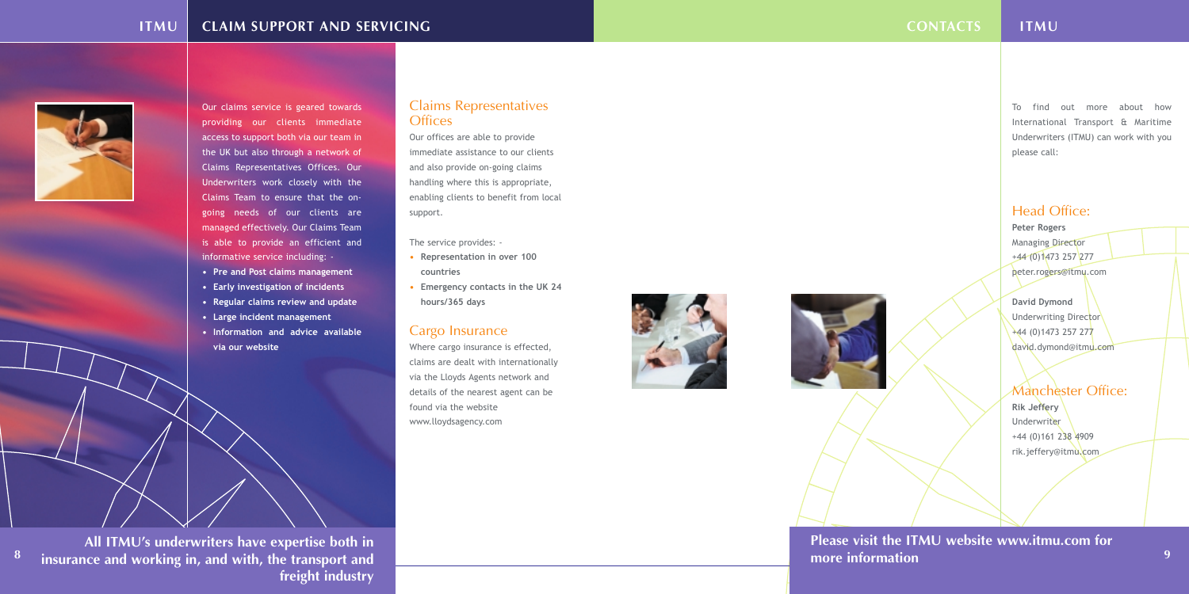## CLAIM SUPPORT AND SERVICING

Our claims service is geared towards providing our clients immediate access to support both via our team in the UK but also through a network of Claims Representatives Offices. Our Underwriters work closely with the Claims Team to ensure that the on-going needs of our clients are managed effectively. Our Claims Team is able to provide an efficient and informative service including: -

- **Pre and Post claims management**
- **Early investigation of incidents**
- **Regular claims review and update**
- **Large incident management**
- **Information and advice available via our website**

### Claims Representatives Offices

Our offices are able to provide immediate assistance to our clients and also provide on-going claims handling where this is appropriate, enabling clients to benefit from local support.

The service provides: -

- **Representation in over 100 countries**
- **Emergency contacts in the UK 24 hours/365 days**

### Cargo Insurance

Where cargo insurance is effected, claims are dealt with internationally via the Lloyds Agents network and details of the nearest agent can be found via the website www.lloydsagency.com

**All ITMU's underwriters have expertise both in insurance and working in, and with, the transport and freight industry**

## CONTACTS

To find out more about how International Transport & Maritime Underwriters (ITMU) can work with you please call:

### Head Office:

**Peter Rogers**
Managing Director
+44 (0)1473 257 277
peter.rogers@itmu.com

**David Dymond**
Underwriting Director
+44 (0)1473 257 277
david.dymond@itmu.com

### Manchester Office:

**Rik Jeffery**
Underwriter
+44 (0)161 238 4909
rik.jeffery@itmu.com

**Please visit the ITMU website www.itmu.com for more information**